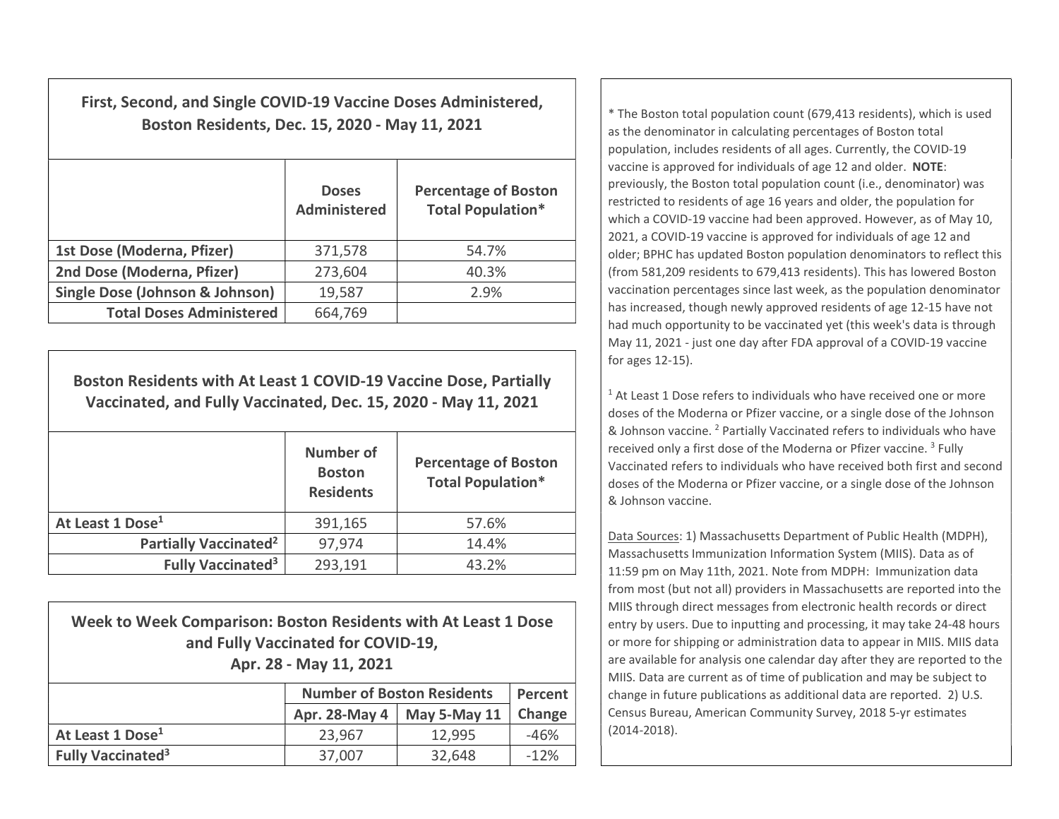## First, Second, and Single COVID-19 Vaccine Doses Administered, Boston Residents, Dec. 15, 2020 - May 11, 2021

| | Doses Administered | Percentage of Boston Total Population* |
|---|---|---|
| 1st Dose (Moderna, Pfizer) | 371,578 | 54.7% |
| 2nd Dose (Moderna, Pfizer) | 273,604 | 40.3% |
| Single Dose (Johnson & Johnson) | 19,587 | 2.9% |
| **Total Doses Administered** | 664,769 | |

## Boston Residents with At Least 1 COVID-19 Vaccine Dose, Partially Vaccinated, and Fully Vaccinated, Dec. 15, 2020 - May 11, 2021

| | Number of Boston Residents | Percentage of Boston Total Population* |
|---|---|---|
| At Least 1 Dose[1] | 391,165 | 57.6% |
| Partially Vaccinated[2] | 97,974 | 14.4% |
| Fully Vaccinated[3] | 293,191 | 43.2% |

## Week to Week Comparison: Boston Residents with At Least 1 Dose and Fully Vaccinated for COVID-19, Apr. 28 - May 11, 2021

| | Number of Boston Residents | | Percent Change |
|---|---|---|---|
| | Apr. 28-May 4 | May 5-May 11 | |
| At Least 1 Dose[1] | 23,967 | 12,995 | -46% |
| Fully Vaccinated[3] | 37,007 | 32,648 | -12% |

* The Boston total population count (679,413 residents), which is used as the denominator in calculating percentages of Boston total population, includes residents of all ages. Currently, the COVID-19 vaccine is approved for individuals of age 12 and older. **NOTE**: previously, the Boston total population count (i.e., denominator) was restricted to residents of age 16 years and older, the population for which a COVID-19 vaccine had been approved. However, as of May 10, 2021, a COVID-19 vaccine is approved for individuals of age 12 and older; BPHC has updated Boston population denominators to reflect this (from 581,209 residents to 679,413 residents). This has lowered Boston vaccination percentages since last week, as the population denominator has increased, though newly approved residents of age 12-15 have not had much opportunity to be vaccinated yet (this week's data is through May 11, 2021 - just one day after FDA approval of a COVID-19 vaccine for ages 12-15).

[1] At Least 1 Dose refers to individuals who have received one or more doses of the Moderna or Pfizer vaccine, or a single dose of the Johnson & Johnson vaccine. [2] Partially Vaccinated refers to individuals who have received only a first dose of the Moderna or Pfizer vaccine. [3] Fully Vaccinated refers to individuals who have received both first and second doses of the Moderna or Pfizer vaccine, or a single dose of the Johnson & Johnson vaccine.

Data Sources: 1) Massachusetts Department of Public Health (MDPH), Massachusetts Immunization Information System (MIIS). Data as of 11:59 pm on May 11th, 2021. Note from MDPH: Immunization data from most (but not all) providers in Massachusetts are reported into the MIIS through direct messages from electronic health records or direct entry by users. Due to inputting and processing, it may take 24-48 hours or more for shipping or administration data to appear in MIIS. MIIS data are available for analysis one calendar day after they are reported to the MIIS. Data are current as of time of publication and may be subject to change in future publications as additional data are reported. 2) U.S. Census Bureau, American Community Survey, 2018 5-yr estimates (2014-2018).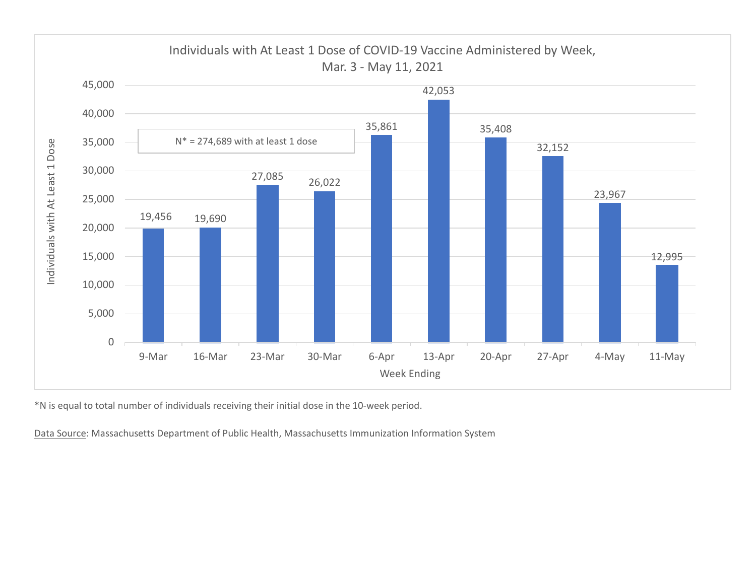## Individuals with At Least 1 Dose of COVID-19 Vaccine Administered by Week, Mar. 3 - May 11, 2021

N* = 274,689 with at least 1 dose

| Week Ending | Individuals with At Least 1 Dose |
|---|---|
| 9-Mar | 19,456 |
| 16-Mar | 19,690 |
| 23-Mar | 27,085 |
| 30-Mar | 26,022 |
| 6-Apr | 35,861 |
| 13-Apr | 42,053 |
| 20-Apr | 35,408 |
| 27-Apr | 32,152 |
| 4-May | 23,967 |
| 11-May | 12,995 |

*N is equal to total number of individuals receiving their initial dose in the 10-week period.

Data Source: Massachusetts Department of Public Health, Massachusetts Immunization Information System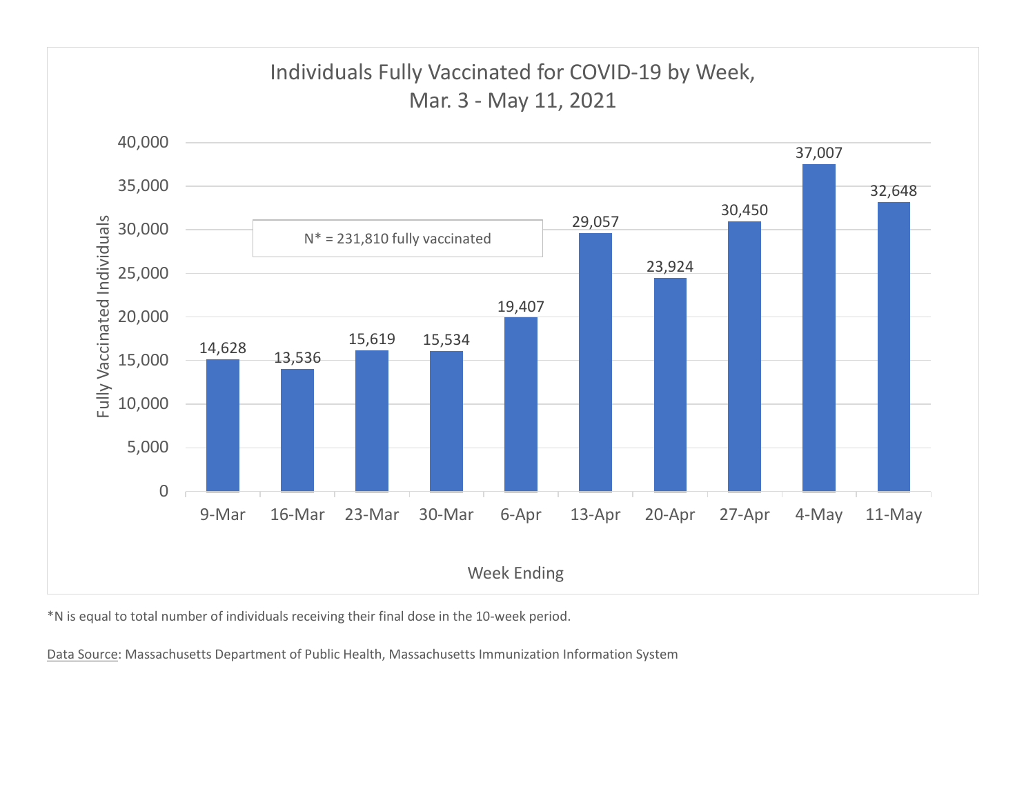## Individuals Fully Vaccinated for COVID-19 by Week, Mar. 3 - May 11, 2021

N* = 231,810 fully vaccinated

| Week Ending | Fully Vaccinated Individuals |
|---|---|
| 9-Mar | 14,628 |
| 16-Mar | 13,536 |
| 23-Mar | 15,619 |
| 30-Mar | 15,534 |
| 6-Apr | 19,407 |
| 13-Apr | 29,057 |
| 20-Apr | 23,924 |
| 27-Apr | 30,450 |
| 4-May | 37,007 |
| 11-May | 32,648 |

*N is equal to total number of individuals receiving their final dose in the 10-week period.

Data Source: Massachusetts Department of Public Health, Massachusetts Immunization Information System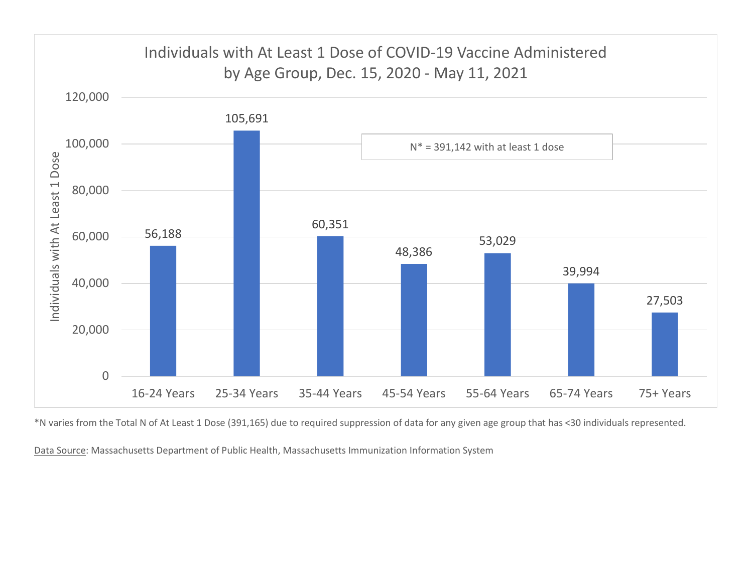## Individuals with At Least 1 Dose of COVID-19 Vaccine Administered by Age Group, Dec. 15, 2020 - May 11, 2021

N* = 391,142 with at least 1 dose

| Age Group | Individuals with At Least 1 Dose |
|---|---|
| 16-24 Years | 56,188 |
| 25-34 Years | 105,691 |
| 35-44 Years | 60,351 |
| 45-54 Years | 48,386 |
| 55-64 Years | 53,029 |
| 65-74 Years | 39,994 |
| 75+ Years | 27,503 |

*N varies from the Total N of At Least 1 Dose (391,165) due to required suppression of data for any given age group that has <30 individuals represented.

Data Source: Massachusetts Department of Public Health, Massachusetts Immunization Information System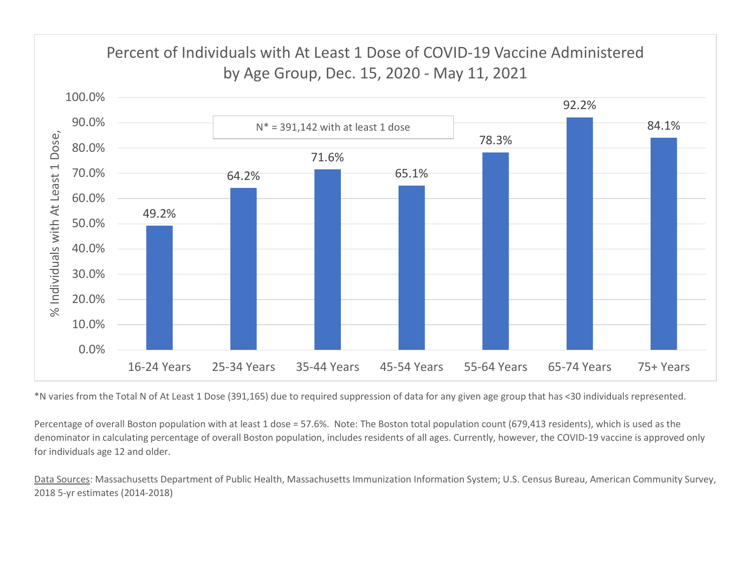## Percent of Individuals with At Least 1 Dose of COVID-19 Vaccine Administered by Age Group, Dec. 15, 2020 - May 11, 2021

N* = 391,142 with at least 1 dose

| Age Group | % Individuals with At Least 1 Dose |
| --- | --- |
| 16-24 Years | 49.2% |
| 25-34 Years | 64.2% |
| 35-44 Years | 71.6% |
| 45-54 Years | 65.1% |
| 55-64 Years | 78.3% |
| 65-74 Years | 92.2% |
| 75+ Years | 84.1% |

*N varies from the Total N of At Least 1 Dose (391,165) due to required suppression of data for any given age group that has <30 individuals represented.

Percentage of overall Boston population with at least 1 dose = 57.6%. Note: The Boston total population count (679,413 residents), which is used as the denominator in calculating percentage of overall Boston population, includes residents of all ages. Currently, however, the COVID-19 vaccine is approved only for individuals age 12 and older.

Data Sources: Massachusetts Department of Public Health, Massachusetts Immunization Information System; U.S. Census Bureau, American Community Survey, 2018 5-yr estimates (2014-2018)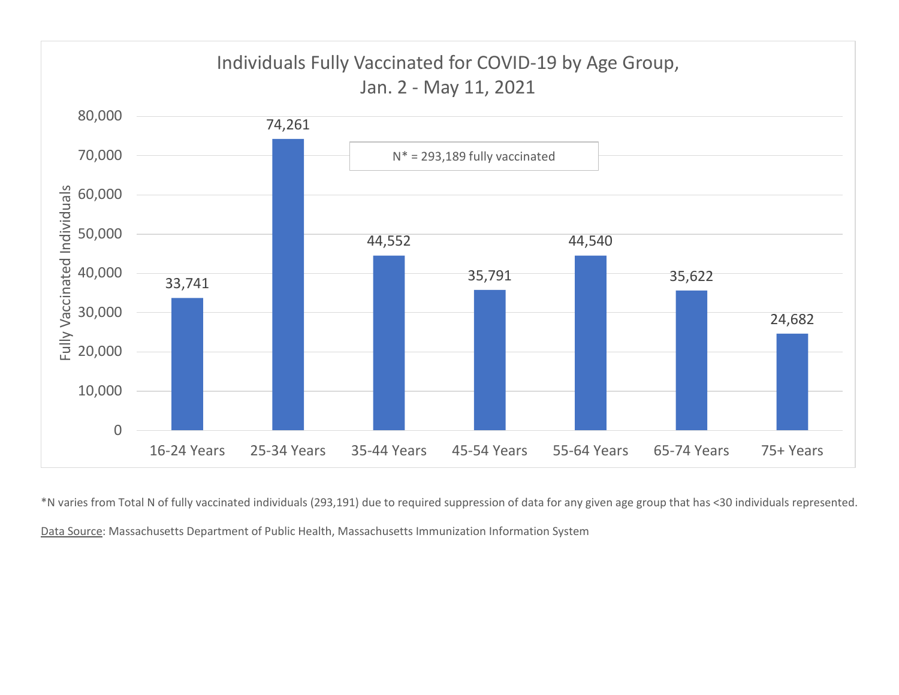## Individuals Fully Vaccinated for COVID-19 by Age Group, Jan. 2 - May 11, 2021

N* = 293,189 fully vaccinated

| Age Group | Fully Vaccinated Individuals |
|---|---|
| 16-24 Years | 33,741 |
| 25-34 Years | 74,261 |
| 35-44 Years | 44,552 |
| 45-54 Years | 35,791 |
| 55-64 Years | 44,540 |
| 65-74 Years | 35,622 |
| 75+ Years | 24,682 |

*N varies from Total N of fully vaccinated individuals (293,191) due to required suppression of data for any given age group that has <30 individuals represented.

Data Source: Massachusetts Department of Public Health, Massachusetts Immunization Information System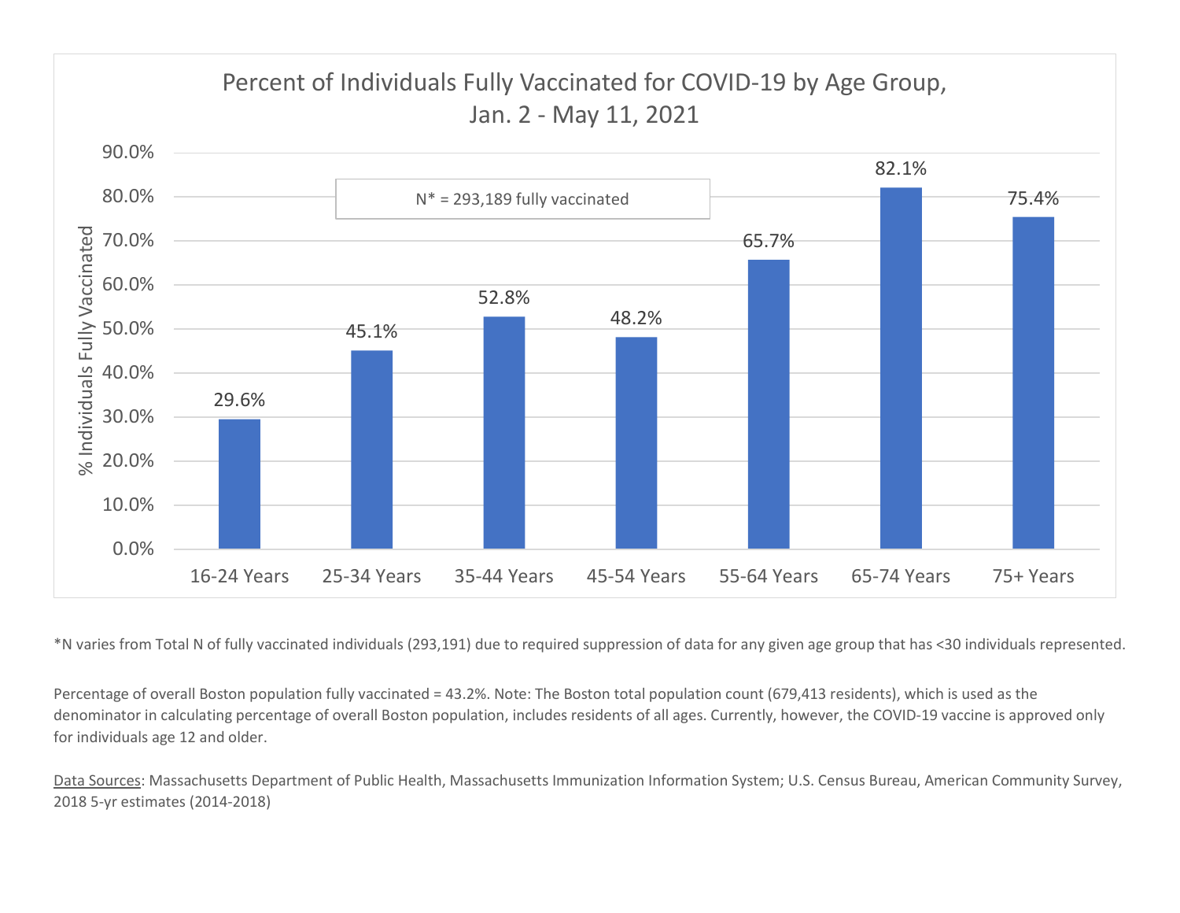## Percent of Individuals Fully Vaccinated for COVID-19 by Age Group, Jan. 2 - May 11, 2021

N* = 293,189 fully vaccinated

| Age Group | % Individuals Fully Vaccinated |
| --- | --- |
| 16-24 Years | 29.6% |
| 25-34 Years | 45.1% |
| 35-44 Years | 52.8% |
| 45-54 Years | 48.2% |
| 55-64 Years | 65.7% |
| 65-74 Years | 82.1% |
| 75+ Years | 75.4% |

*N varies from Total N of fully vaccinated individuals (293,191) due to required suppression of data for any given age group that has <30 individuals represented.

Percentage of overall Boston population fully vaccinated = 43.2%. Note: The Boston total population count (679,413 residents), which is used as the denominator in calculating percentage of overall Boston population, includes residents of all ages. Currently, however, the COVID-19 vaccine is approved only for individuals age 12 and older.

Data Sources: Massachusetts Department of Public Health, Massachusetts Immunization Information System; U.S. Census Bureau, American Community Survey, 2018 5-yr estimates (2014-2018)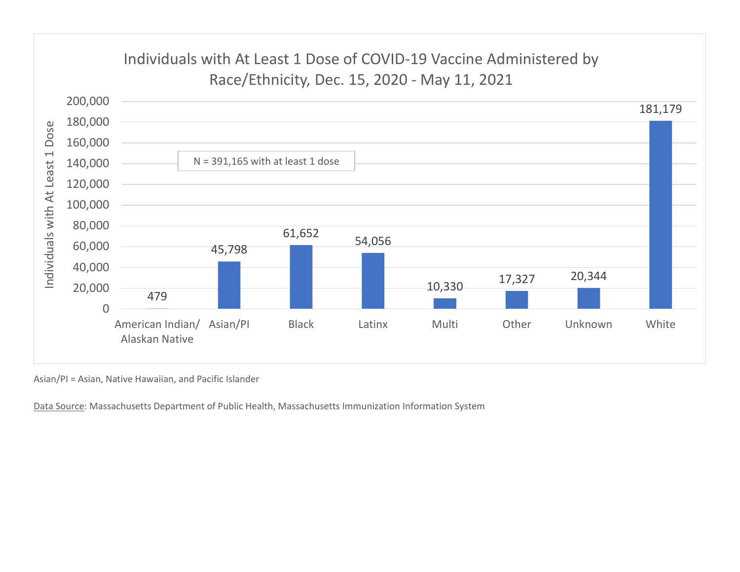## Individuals with At Least 1 Dose of COVID-19 Vaccine Administered by Race/Ethnicity, Dec. 15, 2020 - May 11, 2021

N = 391,165 with at least 1 dose

| Race/Ethnicity | Individuals with At Least 1 Dose |
|---|---|
| American Indian/ Alaskan Native | 479 |
| Asian/PI | 45,798 |
| Black | 61,652 |
| Latinx | 54,056 |
| Multi | 10,330 |
| Other | 17,327 |
| Unknown | 20,344 |
| White | 181,179 |

Asian/PI = Asian, Native Hawaiian, and Pacific Islander

Data Source: Massachusetts Department of Public Health, Massachusetts Immunization Information System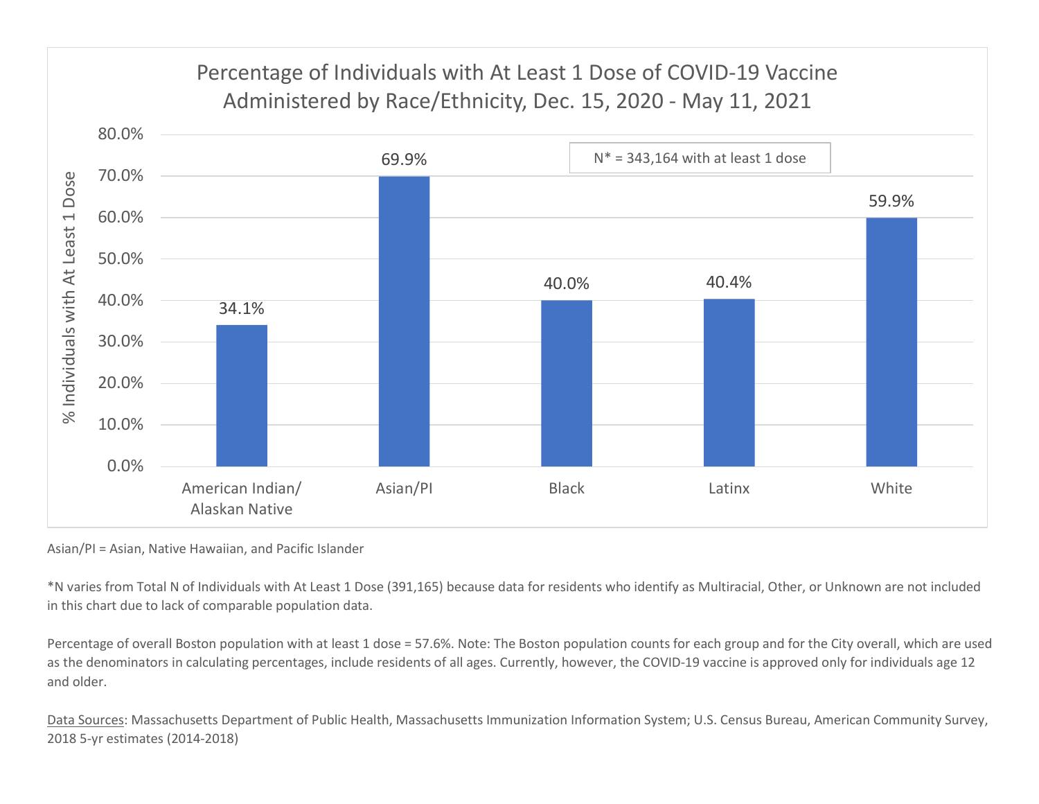## Percentage of Individuals with At Least 1 Dose of COVID-19 Vaccine Administered by Race/Ethnicity, Dec. 15, 2020 - May 11, 2021

N* = 343,164 with at least 1 dose

| Race/Ethnicity | % Individuals with At Least 1 Dose |
| --- | --- |
| American Indian/ Alaskan Native | 34.1% |
| Asian/PI | 69.9% |
| Black | 40.0% |
| Latinx | 40.4% |
| White | 59.9% |

Asian/PI = Asian, Native Hawaiian, and Pacific Islander

*N varies from Total N of Individuals with At Least 1 Dose (391,165) because data for residents who identify as Multiracial, Other, or Unknown are not included in this chart due to lack of comparable population data.

Percentage of overall Boston population with at least 1 dose = 57.6%. Note: The Boston population counts for each group and for the City overall, which are used as the denominators in calculating percentages, include residents of all ages. Currently, however, the COVID-19 vaccine is approved only for individuals age 12 and older.

Data Sources: Massachusetts Department of Public Health, Massachusetts Immunization Information System; U.S. Census Bureau, American Community Survey, 2018 5-yr estimates (2014-2018)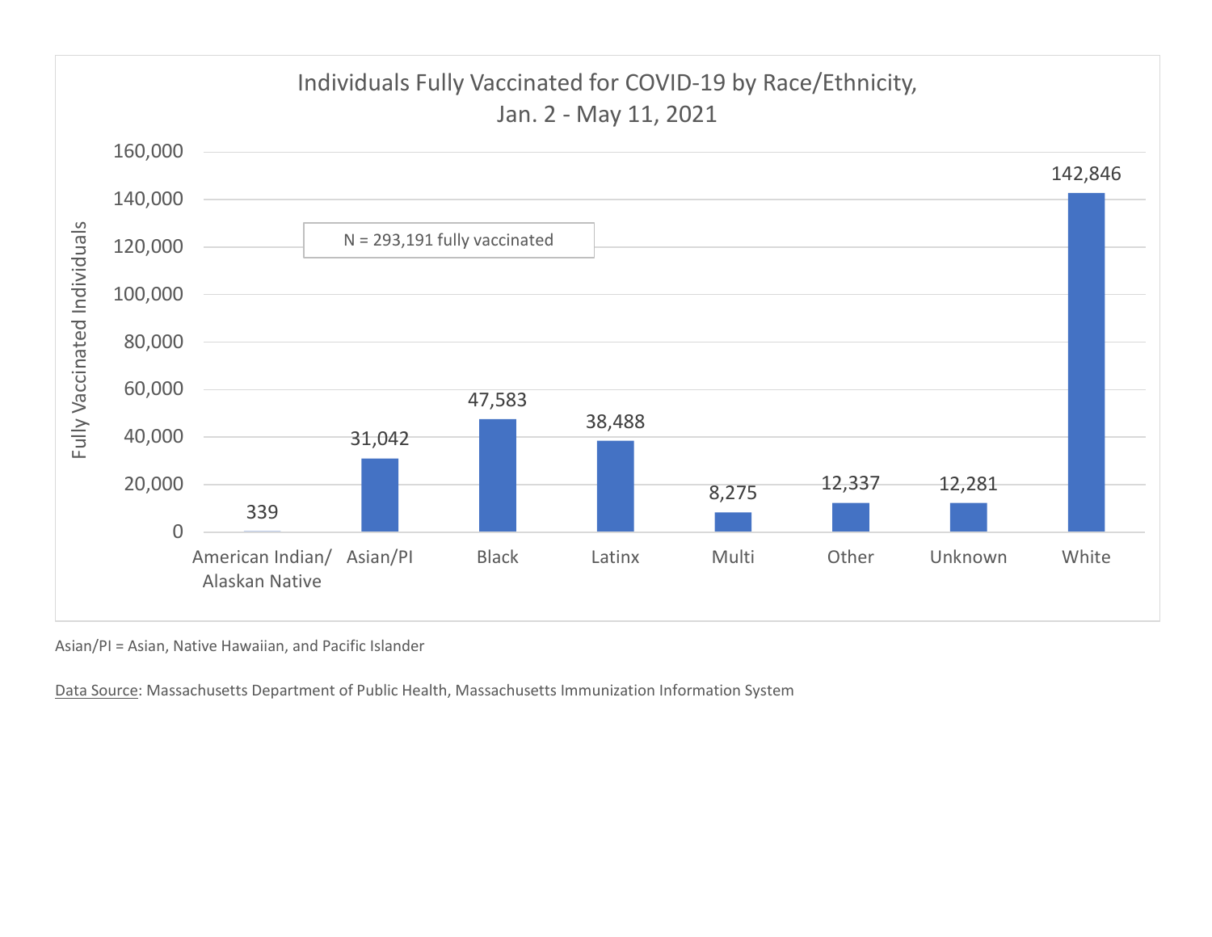## Individuals Fully Vaccinated for COVID-19 by Race/Ethnicity, Jan. 2 - May 11, 2021

N = 293,191 fully vaccinated

| Race/Ethnicity | Fully Vaccinated Individuals |
|---|---|
| American Indian/ Alaskan Native | 339 |
| Asian/PI | 31,042 |
| Black | 47,583 |
| Latinx | 38,488 |
| Multi | 8,275 |
| Other | 12,337 |
| Unknown | 12,281 |
| White | 142,846 |

Asian/PI = Asian, Native Hawaiian, and Pacific Islander

Data Source: Massachusetts Department of Public Health, Massachusetts Immunization Information System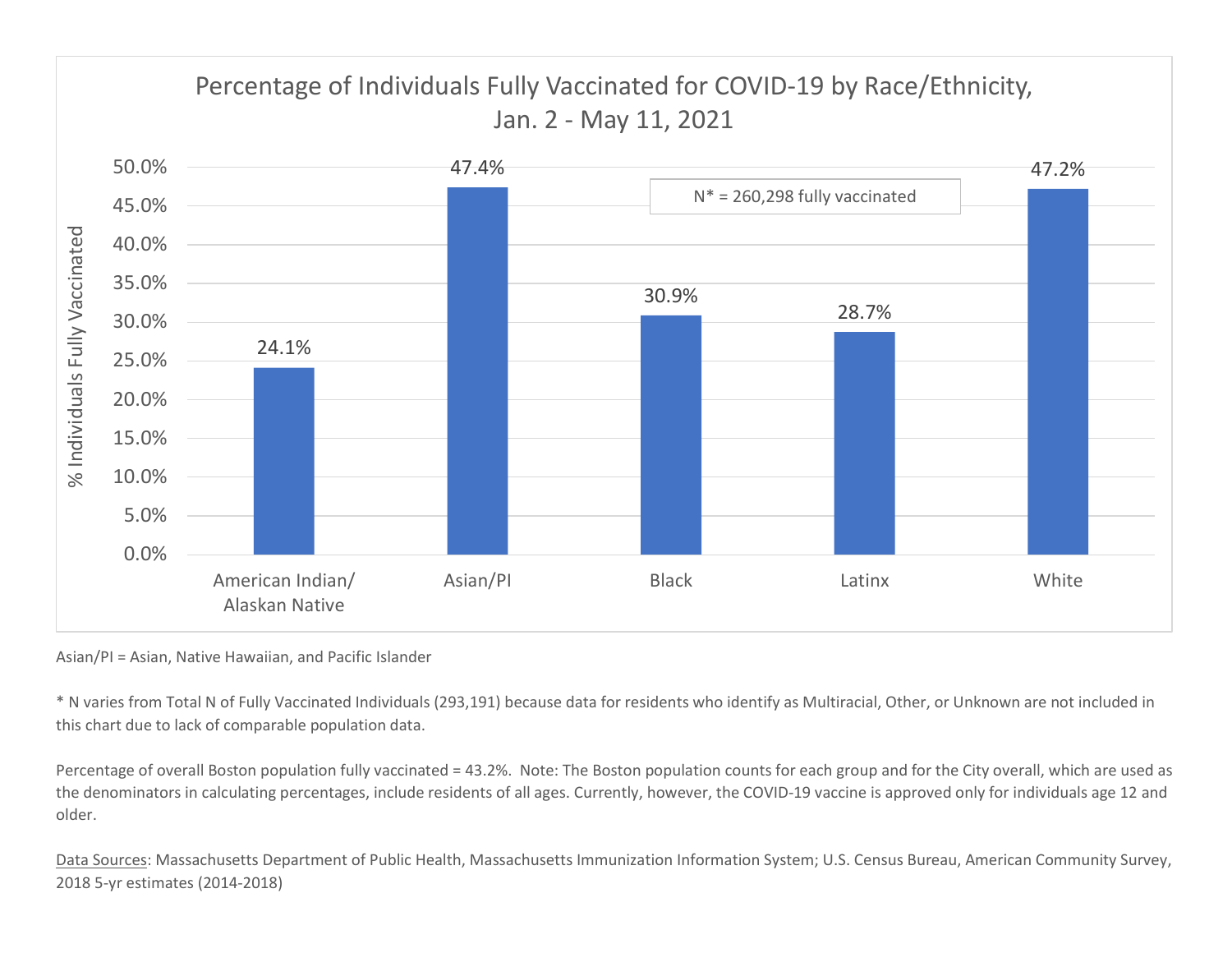## Percentage of Individuals Fully Vaccinated for COVID-19 by Race/Ethnicity, Jan. 2 - May 11, 2021

N* = 260,298 fully vaccinated

| Race/Ethnicity | % Individuals Fully Vaccinated |
|---|---|
| American Indian/ Alaskan Native | 24.1% |
| Asian/PI | 47.4% |
| Black | 30.9% |
| Latinx | 28.7% |
| White | 47.2% |

Asian/PI = Asian, Native Hawaiian, and Pacific Islander

* N varies from Total N of Fully Vaccinated Individuals (293,191) because data for residents who identify as Multiracial, Other, or Unknown are not included in this chart due to lack of comparable population data.

Percentage of overall Boston population fully vaccinated = 43.2%. Note: The Boston population counts for each group and for the City overall, which are used as the denominators in calculating percentages, include residents of all ages. Currently, however, the COVID-19 vaccine is approved only for individuals age 12 and older.

Data Sources: Massachusetts Department of Public Health, Massachusetts Immunization Information System; U.S. Census Bureau, American Community Survey, 2018 5-yr estimates (2014-2018)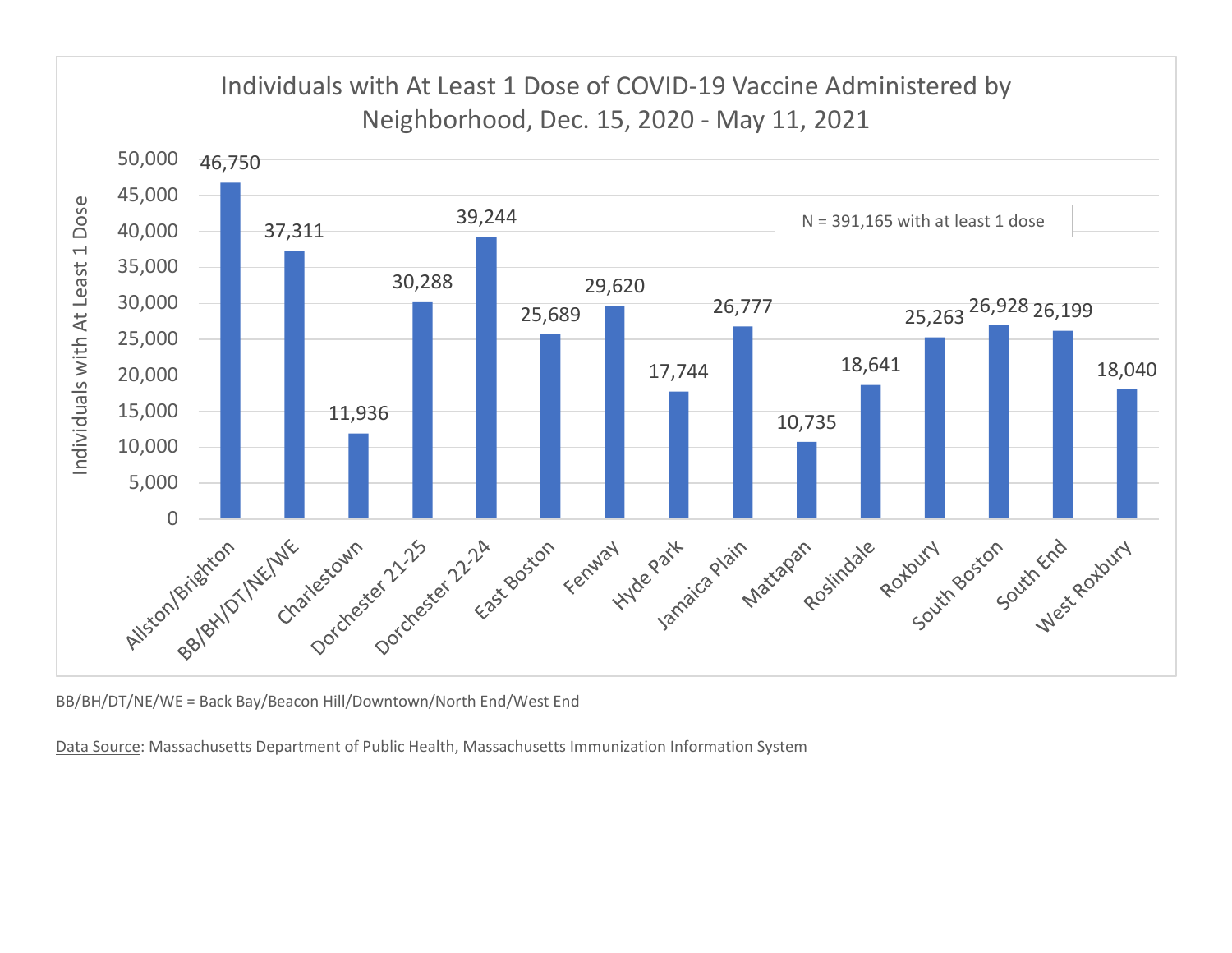## Individuals with At Least 1 Dose of COVID-19 Vaccine Administered by Neighborhood, Dec. 15, 2020 - May 11, 2021

N = 391,165 with at least 1 dose

| Neighborhood | Individuals with At Least 1 Dose |
|---|---|
| Allston/Brighton | 46,750 |
| BB/BH/DT/NE/WE | 37,311 |
| Charlestown | 11,936 |
| Dorchester 21-25 | 30,288 |
| Dorchester 22-24 | 39,244 |
| East Boston | 25,689 |
| Fenway | 29,620 |
| Hyde Park | 17,744 |
| Jamaica Plain | 26,777 |
| Mattapan | 10,735 |
| Roslindale | 18,641 |
| Roxbury | 25,263 |
| South Boston | 26,928 |
| South End | 26,199 |
| West Roxbury | 18,040 |

BB/BH/DT/NE/WE = Back Bay/Beacon Hill/Downtown/North End/West End

Data Source: Massachusetts Department of Public Health, Massachusetts Immunization Information System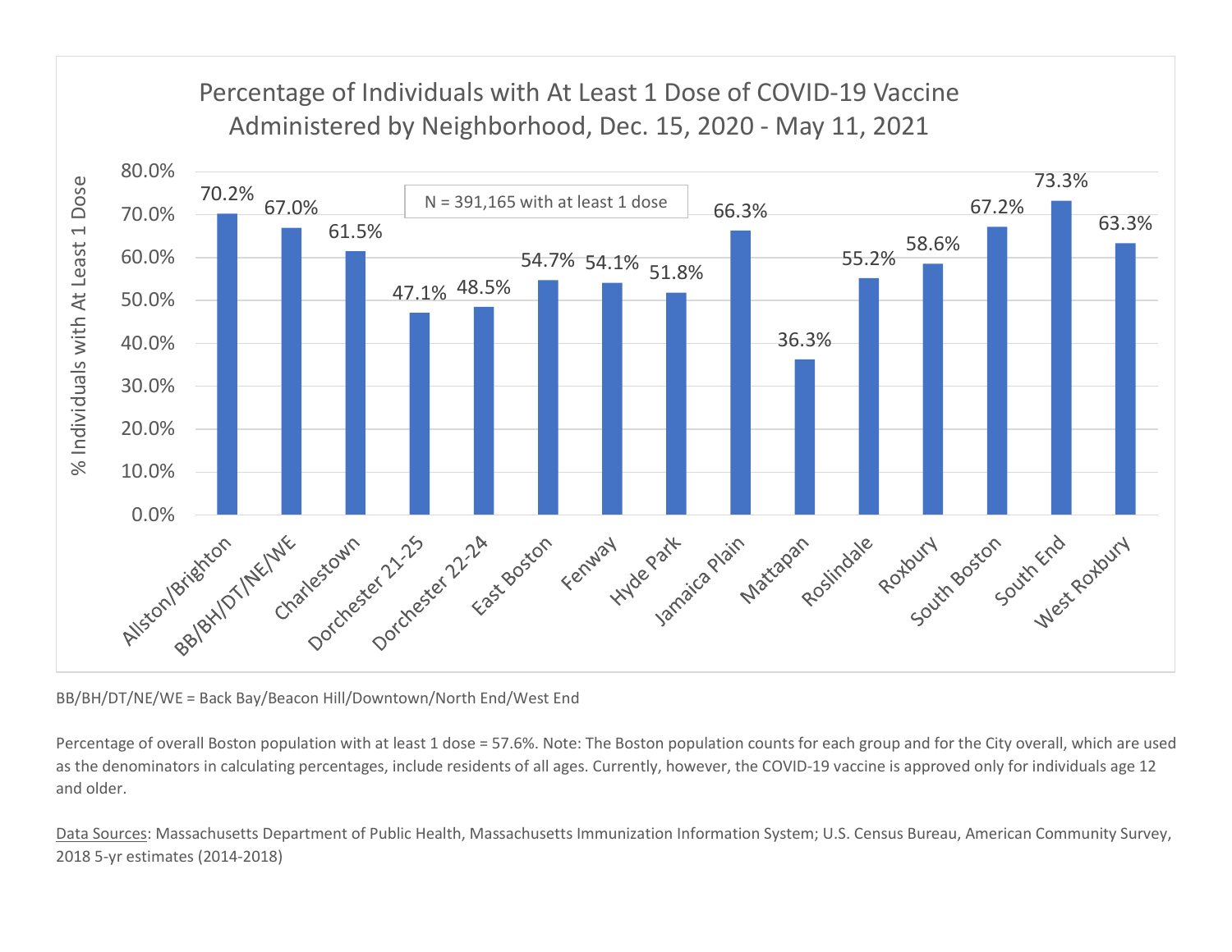## Percentage of Individuals with At Least 1 Dose of COVID-19 Vaccine Administered by Neighborhood, Dec. 15, 2020 - May 11, 2021

N = 391,165 with at least 1 dose

| Neighborhood | % Individuals with At Least 1 Dose |
| --- | --- |
| Allston/Brighton | 70.2% |
| BB/BH/DT/NE/WE | 67.0% |
| Charlestown | 61.5% |
| Dorchester 21-25 | 47.1% |
| Dorchester 22-24 | 48.5% |
| East Boston | 54.7% |
| Fenway | 54.1% |
| Hyde Park | 51.8% |
| Jamaica Plain | 66.3% |
| Mattapan | 36.3% |
| Roslindale | 55.2% |
| Roxbury | 58.6% |
| South Boston | 67.2% |
| South End | 73.3% |
| West Roxbury | 63.3% |

BB/BH/DT/NE/WE = Back Bay/Beacon Hill/Downtown/North End/West End

Percentage of overall Boston population with at least 1 dose = 57.6%. Note: The Boston population counts for each group and for the City overall, which are used as the denominators in calculating percentages, include residents of all ages. Currently, however, the COVID-19 vaccine is approved only for individuals age 12 and older.

Data Sources: Massachusetts Department of Public Health, Massachusetts Immunization Information System; U.S. Census Bureau, American Community Survey, 2018 5-yr estimates (2014-2018)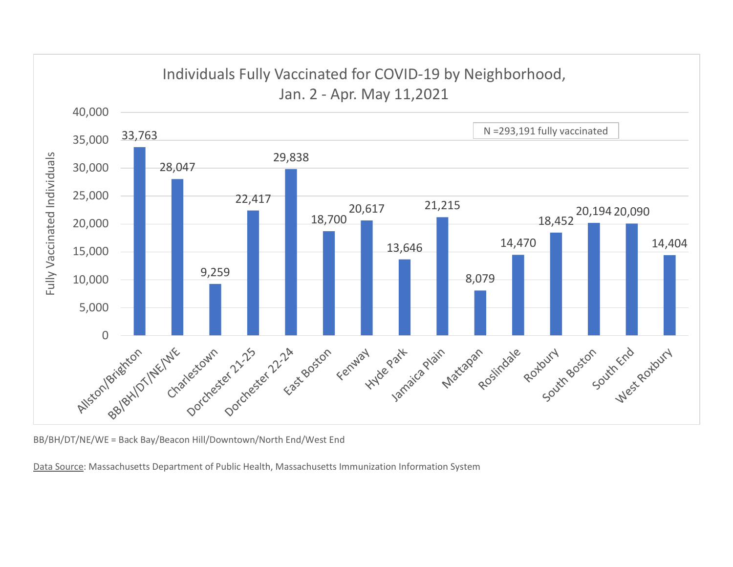## Individuals Fully Vaccinated for COVID-19 by Neighborhood, Jan. 2 - Apr. May 11,2021

N =293,191 fully vaccinated

| Neighborhood | Fully Vaccinated Individuals |
|---|---|
| Allston/Brighton | 33,763 |
| BB/BH/DT/NE/WE | 28,047 |
| Charlestown | 9,259 |
| Dorchester 21-25 | 22,417 |
| Dorchester 22-24 | 29,838 |
| East Boston | 18,700 |
| Fenway | 20,617 |
| Hyde Park | 13,646 |
| Jamaica Plain | 21,215 |
| Mattapan | 8,079 |
| Roslindale | 14,470 |
| Roxbury | 18,452 |
| South Boston | 20,194 |
| South End | 20,090 |
| West Roxbury | 14,404 |

BB/BH/DT/NE/WE = Back Bay/Beacon Hill/Downtown/North End/West End

Data Source: Massachusetts Department of Public Health, Massachusetts Immunization Information System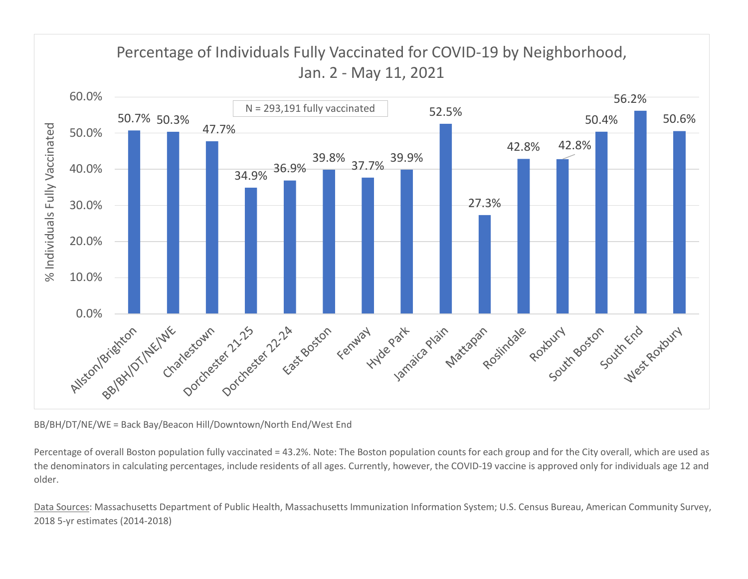## Percentage of Individuals Fully Vaccinated for COVID-19 by Neighborhood, Jan. 2 - May 11, 2021

N = 293,191 fully vaccinated

| Neighborhood | % Individuals Fully Vaccinated |
|---|---|
| Allston/Brighton | 50.7% |
| BB/BH/DT/NE/WE | 50.3% |
| Charlestown | 47.7% |
| Dorchester 21-25 | 34.9% |
| Dorchester 22-24 | 36.9% |
| East Boston | 39.8% |
| Fenway | 37.7% |
| Hyde Park | 39.9% |
| Jamaica Plain | 52.5% |
| Mattapan | 27.3% |
| Roslindale | 42.8% |
| Roxbury | 42.8% |
| South Boston | 50.4% |
| South End | 56.2% |
| West Roxbury | 50.6% |

BB/BH/DT/NE/WE = Back Bay/Beacon Hill/Downtown/North End/West End

Percentage of overall Boston population fully vaccinated = 43.2%. Note: The Boston population counts for each group and for the City overall, which are used as the denominators in calculating percentages, include residents of all ages. Currently, however, the COVID-19 vaccine is approved only for individuals age 12 and older.

Data Sources: Massachusetts Department of Public Health, Massachusetts Immunization Information System; U.S. Census Bureau, American Community Survey, 2018 5-yr estimates (2014-2018)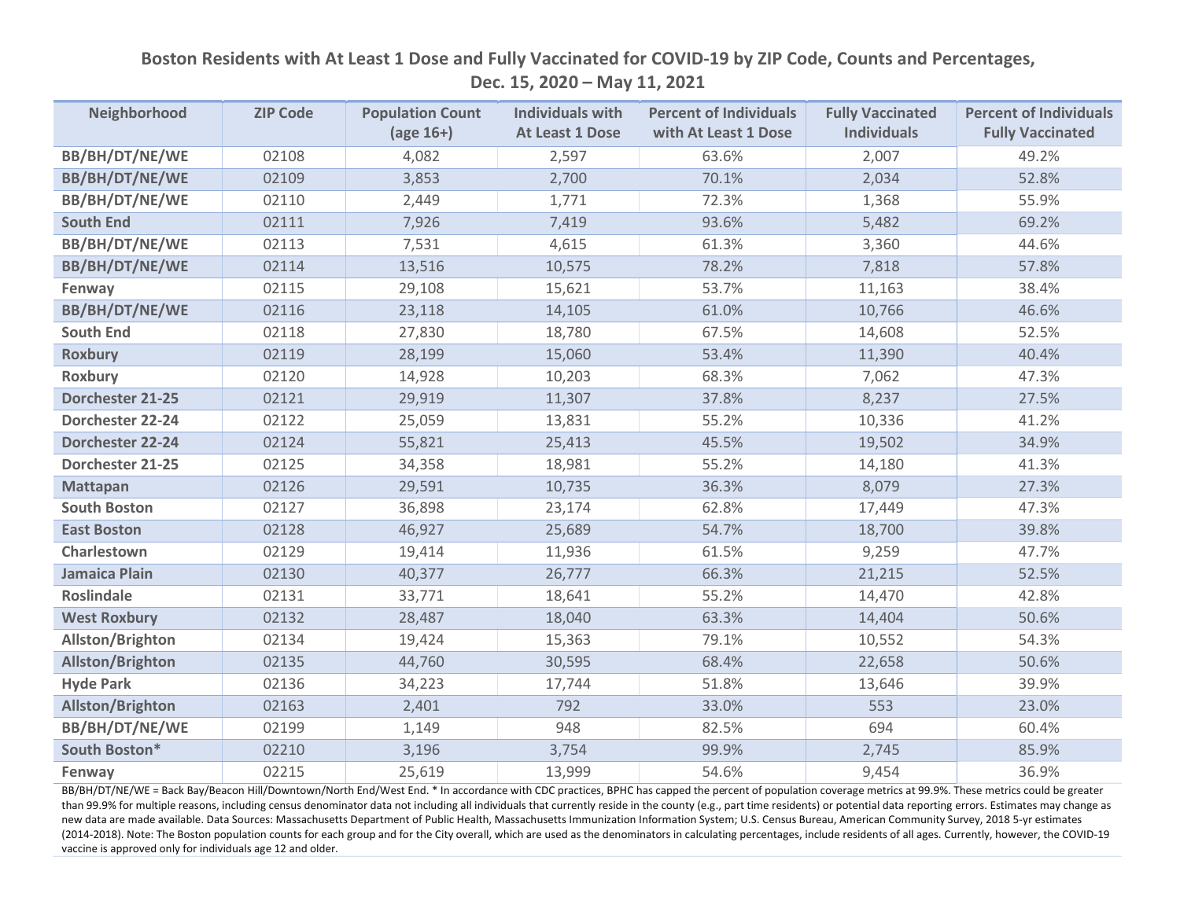# Boston Residents with At Least 1 Dose and Fully Vaccinated for COVID-19 by ZIP Code, Counts and Percentages, Dec. 15, 2020 – May 11, 2021

| Neighborhood | ZIP Code | Population Count (age 16+) | Individuals with At Least 1 Dose | Percent of Individuals with At Least 1 Dose | Fully Vaccinated Individuals | Percent of Individuals Fully Vaccinated |
|---|---|---|---|---|---|---|
| BB/BH/DT/NE/WE | 02108 | 4,082 | 2,597 | 63.6% | 2,007 | 49.2% |
| BB/BH/DT/NE/WE | 02109 | 3,853 | 2,700 | 70.1% | 2,034 | 52.8% |
| BB/BH/DT/NE/WE | 02110 | 2,449 | 1,771 | 72.3% | 1,368 | 55.9% |
| South End | 02111 | 7,926 | 7,419 | 93.6% | 5,482 | 69.2% |
| BB/BH/DT/NE/WE | 02113 | 7,531 | 4,615 | 61.3% | 3,360 | 44.6% |
| BB/BH/DT/NE/WE | 02114 | 13,516 | 10,575 | 78.2% | 7,818 | 57.8% |
| Fenway | 02115 | 29,108 | 15,621 | 53.7% | 11,163 | 38.4% |
| BB/BH/DT/NE/WE | 02116 | 23,118 | 14,105 | 61.0% | 10,766 | 46.6% |
| South End | 02118 | 27,830 | 18,780 | 67.5% | 14,608 | 52.5% |
| Roxbury | 02119 | 28,199 | 15,060 | 53.4% | 11,390 | 40.4% |
| Roxbury | 02120 | 14,928 | 10,203 | 68.3% | 7,062 | 47.3% |
| Dorchester 21-25 | 02121 | 29,919 | 11,307 | 37.8% | 8,237 | 27.5% |
| Dorchester 22-24 | 02122 | 25,059 | 13,831 | 55.2% | 10,336 | 41.2% |
| Dorchester 22-24 | 02124 | 55,821 | 25,413 | 45.5% | 19,502 | 34.9% |
| Dorchester 21-25 | 02125 | 34,358 | 18,981 | 55.2% | 14,180 | 41.3% |
| Mattapan | 02126 | 29,591 | 10,735 | 36.3% | 8,079 | 27.3% |
| South Boston | 02127 | 36,898 | 23,174 | 62.8% | 17,449 | 47.3% |
| East Boston | 02128 | 46,927 | 25,689 | 54.7% | 18,700 | 39.8% |
| Charlestown | 02129 | 19,414 | 11,936 | 61.5% | 9,259 | 47.7% |
| Jamaica Plain | 02130 | 40,377 | 26,777 | 66.3% | 21,215 | 52.5% |
| Roslindale | 02131 | 33,771 | 18,641 | 55.2% | 14,470 | 42.8% |
| West Roxbury | 02132 | 28,487 | 18,040 | 63.3% | 14,404 | 50.6% |
| Allston/Brighton | 02134 | 19,424 | 15,363 | 79.1% | 10,552 | 54.3% |
| Allston/Brighton | 02135 | 44,760 | 30,595 | 68.4% | 22,658 | 50.6% |
| Hyde Park | 02136 | 34,223 | 17,744 | 51.8% | 13,646 | 39.9% |
| Allston/Brighton | 02163 | 2,401 | 792 | 33.0% | 553 | 23.0% |
| BB/BH/DT/NE/WE | 02199 | 1,149 | 948 | 82.5% | 694 | 60.4% |
| South Boston* | 02210 | 3,196 | 3,754 | 99.9% | 2,745 | 85.9% |
| Fenway | 02215 | 25,619 | 13,999 | 54.6% | 9,454 | 36.9% |

BB/BH/DT/NE/WE = Back Bay/Beacon Hill/Downtown/North End/West End. * In accordance with CDC practices, BPHC has capped the percent of population coverage metrics at 99.9%. These metrics could be greater than 99.9% for multiple reasons, including census denominator data not including all individuals that currently reside in the county (e.g., part time residents) or potential data reporting errors. Estimates may change as new data are made available. Data Sources: Massachusetts Department of Public Health, Massachusetts Immunization Information System; U.S. Census Bureau, American Community Survey, 2018 5-yr estimates (2014-2018). Note: The Boston population counts for each group and for the City overall, which are used as the denominators in calculating percentages, include residents of all ages. Currently, however, the COVID-19 vaccine is approved only for individuals age 12 and older.